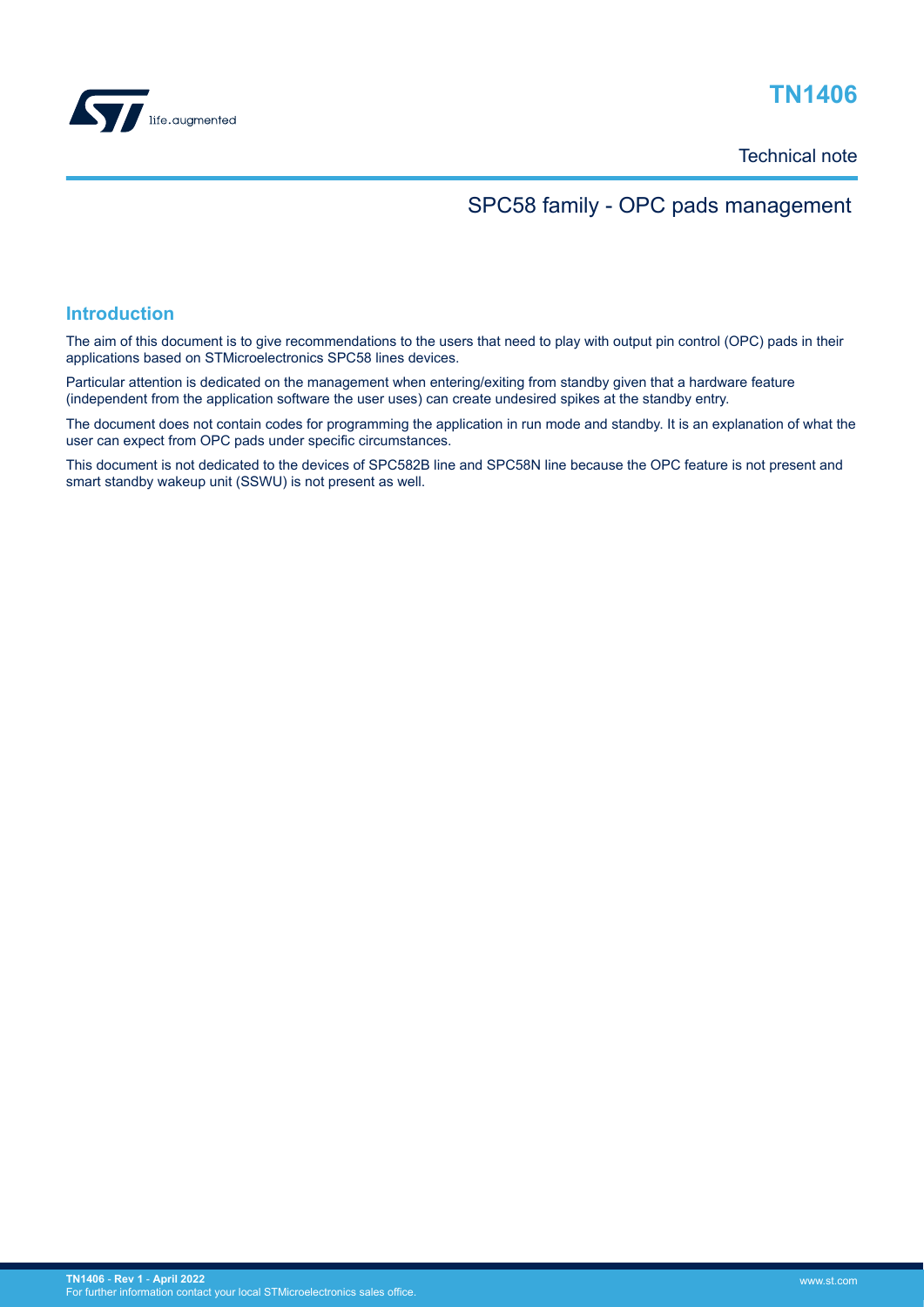# TN1406

Technical note

## SPC58 family - OPC pads management

## Introduction

The aim of this document is to give recommendations to the users that need to play with output pin control (OPC) pads in their applications based on STMicroelectronics SPC58 lines devices.

Particular attention is dedicated on the management when entering/exiting from standby given that a hardware feature (independent from the application software the user uses) can create undesired spikes at the standby entry.

The document does not contain codes for programming the application in run mode and standby. It is an explanation of what the user can expect from OPC pads under specific circumstances.

This document is not dedicated to the devices of SPC582B line and SPC58N line because the OPC feature is not present and smart standby wakeup unit (SSWU) is not present as well.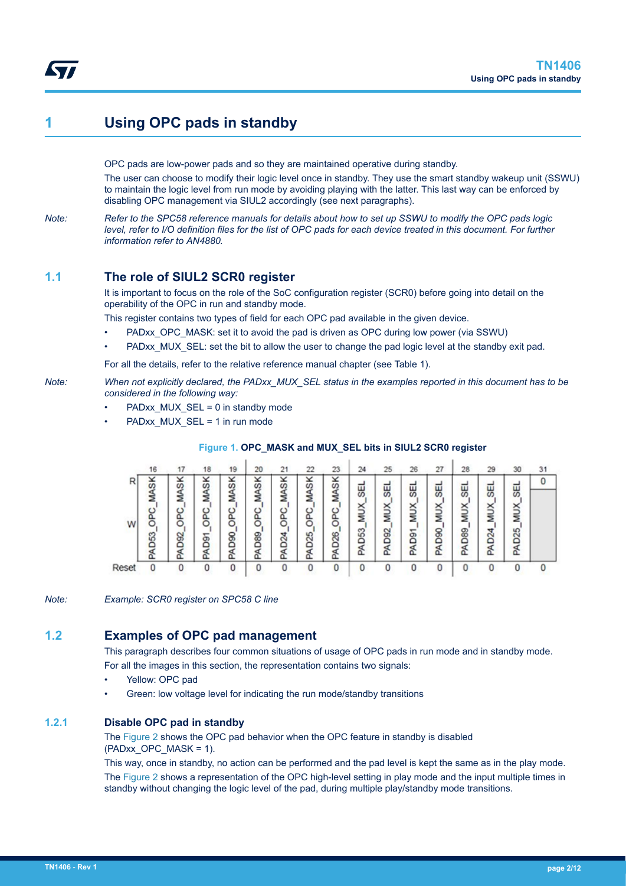# 1 Using OPC pads in standby

OPC pads are low-power pads and so they are maintained operative during standby.

The user can choose to modify their logic level once in standby. They use the smart standby wakeup unit (SSWU) to maintain the logic level from run mode by avoiding playing with the latter. This last way can be enforced by disabling OPC management via SIUL2 accordingly (see next paragraphs).

*Note: Refer to the SPC58 reference manuals for details about how to set up SSWU to modify the OPC pads logic level, refer to I/O definition files for the list of OPC pads for each device treated in this document. For further information refer to AN4880.*

## 1.1 The role of SIUL2 SCR0 register

It is important to focus on the role of the SoC configuration register (SCR0) before going into detail on the operability of the OPC in run and standby mode.

This register contains two types of field for each OPC pad available in the given device.

- PADxx_OPC_MASK: set it to avoid the pad is driven as OPC during low power (via SSWU)
- PADxx_MUX_SEL: set the bit to allow the user to change the pad logic level at the standby exit pad.

For all the details, refer to the relative reference manual chapter (see Table 1).

*Note: When not explicitly declared, the PADxx_MUX_SEL status in the examples reported in this document has to be considered in the following way:*

- PADxx_MUX_SEL = 0 in standby mode
- PADxx_MUX_SEL = 1 in run mode

**Figure 1. OPC_MASK and MUX_SEL bits in SIUL2 SCR0 register**

| | 16 | 17 | 18 | 19 | 20 | 21 | 22 | 23 | 24 | 25 | 26 | 27 | 28 | 29 | 30 | 31 |
|---|---|---|---|---|---|---|---|---|---|---|---|---|---|---|---|---|
| R | PAD53_OPC_MASK | PAD92_OPC_MASK | PAD91_OPC_MASK | PAD90_OPC_MASK | PAD89_OPC_MASK | PAD24_OPC_MASK | PAD25_OPC_MASK | PAD26_OPC_MASK | PAD53_MUX_SEL | PAD92_MUX_SEL | PAD91_MUX_SEL | PAD90_MUX_SEL | PAD89_MUX_SEL | PAD24_MUX_SEL | PAD25_MUX_SEL | 0 |
| W | | | | | | | | | | | | | | | | |
| Reset | 0 | 0 | 0 | 0 | 0 | 0 | 0 | 0 | 0 | 0 | 0 | 0 | 0 | 0 | 0 | 0 |

*Note: Example: SCR0 register on SPC58 C line*

## 1.2 Examples of OPC pad management

This paragraph describes four common situations of usage of OPC pads in run mode and in standby mode.

For all the images in this section, the representation contains two signals:

- Yellow: OPC pad
- Green: low voltage level for indicating the run mode/standby transitions

### 1.2.1 Disable OPC pad in standby

The Figure 2 shows the OPC pad behavior when the OPC feature in standby is disabled (PADxx_OPC_MASK = 1).

This way, once in standby, no action can be performed and the pad level is kept the same as in the play mode.

The Figure 2 shows a representation of the OPC high-level setting in play mode and the input multiple times in standby without changing the logic level of the pad, during multiple play/standby mode transitions.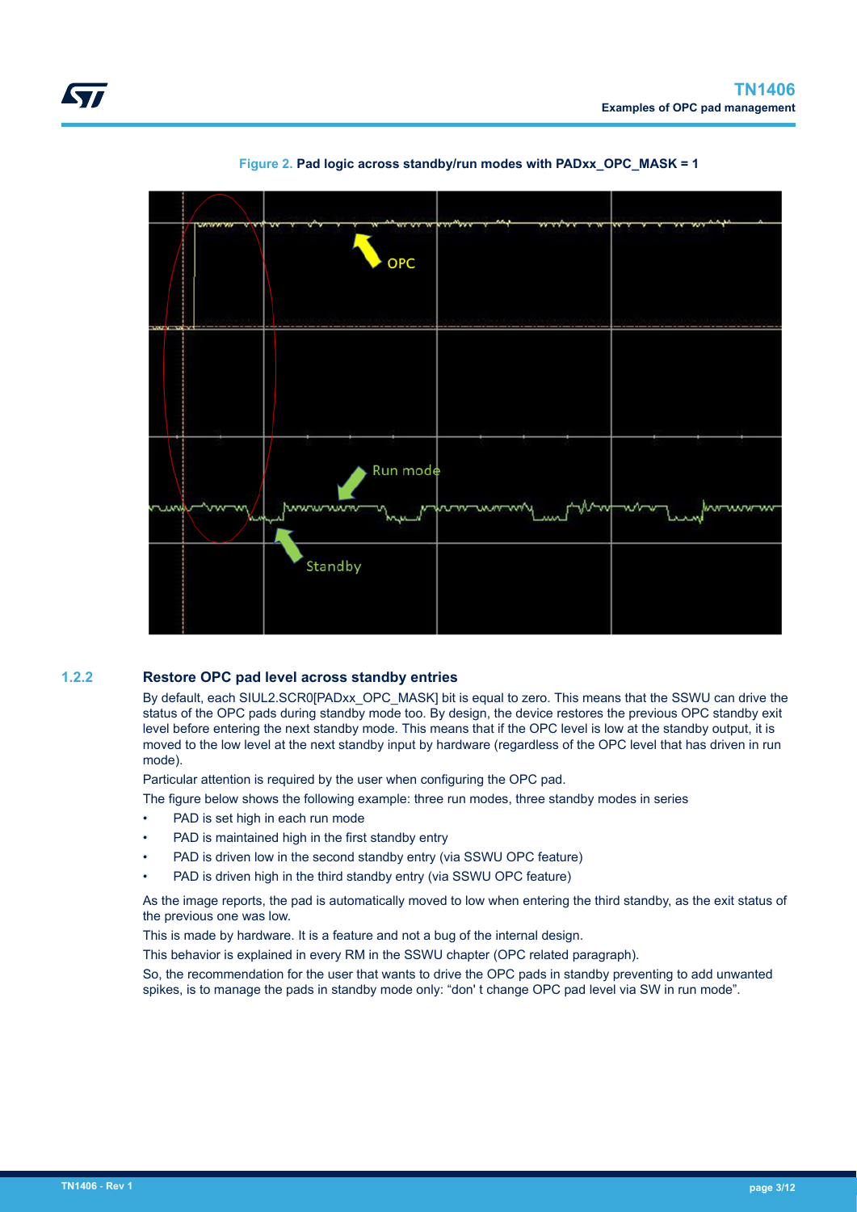Figure 2. Pad logic across standby/run modes with PADxx_OPC_MASK = 1

### 1.2.2 Restore OPC pad level across standby entries

By default, each SIUL2.SCR0[PADxx_OPC_MASK] bit is equal to zero. This means that the SSWU can drive the status of the OPC pads during standby mode too. By design, the device restores the previous OPC standby exit level before entering the next standby mode. This means that if the OPC level is low at the standby output, it is moved to the low level at the next standby input by hardware (regardless of the OPC level that has driven in run mode).

Particular attention is required by the user when configuring the OPC pad.

The figure below shows the following example: three run modes, three standby modes in series

- PAD is set high in each run mode
- PAD is maintained high in the first standby entry
- PAD is driven low in the second standby entry (via SSWU OPC feature)
- PAD is driven high in the third standby entry (via SSWU OPC feature)

As the image reports, the pad is automatically moved to low when entering the third standby, as the exit status of the previous one was low.

This is made by hardware. It is a feature and not a bug of the internal design.

This behavior is explained in every RM in the SSWU chapter (OPC related paragraph).

So, the recommendation for the user that wants to drive the OPC pads in standby preventing to add unwanted spikes, is to manage the pads in standby mode only: "don' t change OPC pad level via SW in run mode".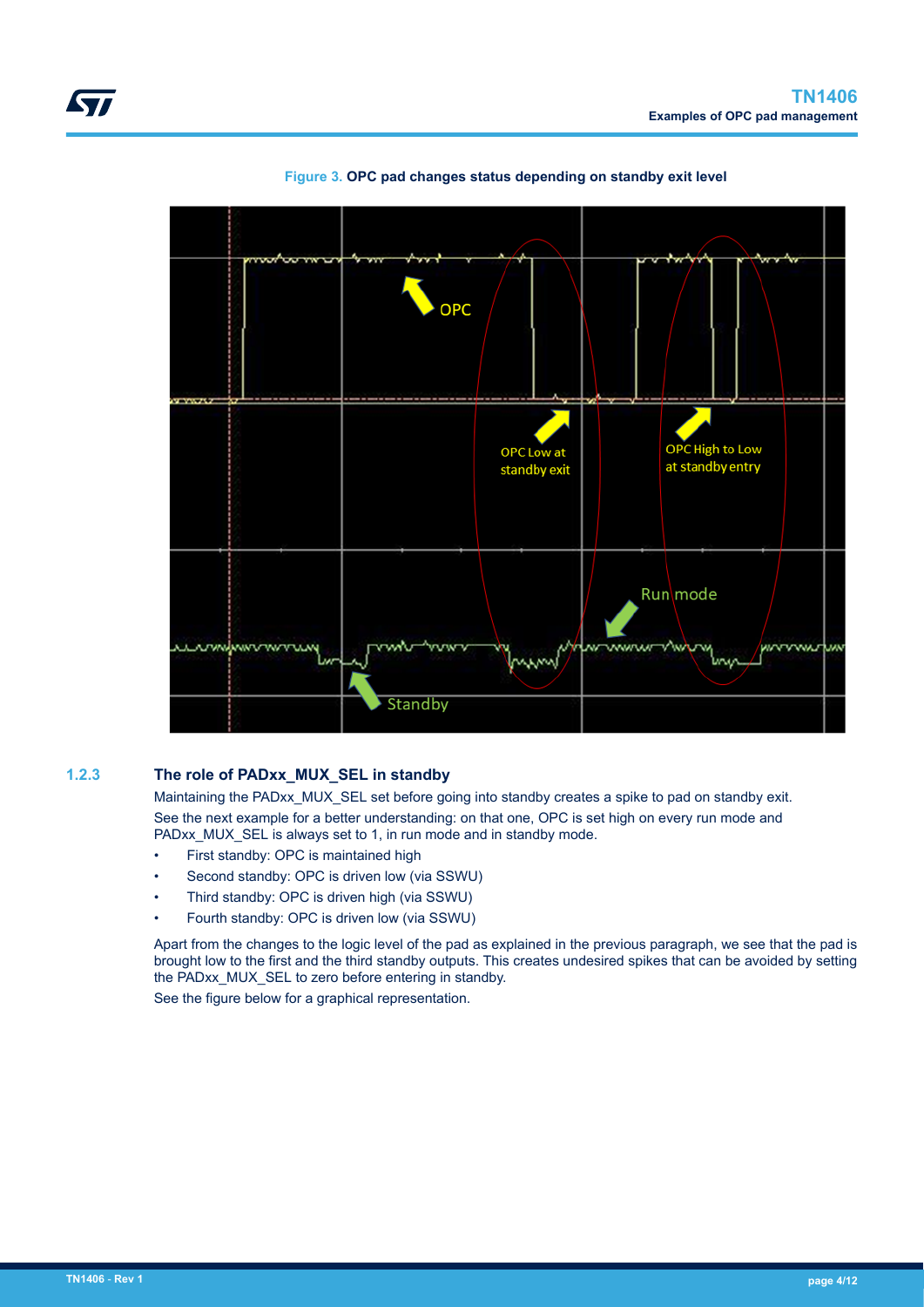Figure 3. OPC pad changes status depending on standby exit level

### 1.2.3 The role of PADxx_MUX_SEL in standby

Maintaining the PADxx_MUX_SEL set before going into standby creates a spike to pad on standby exit.

See the next example for a better understanding: on that one, OPC is set high on every run mode and PADxx_MUX_SEL is always set to 1, in run mode and in standby mode.

- First standby: OPC is maintained high
- Second standby: OPC is driven low (via SSWU)
- Third standby: OPC is driven high (via SSWU)
- Fourth standby: OPC is driven low (via SSWU)

Apart from the changes to the logic level of the pad as explained in the previous paragraph, we see that the pad is brought low to the first and the third standby outputs. This creates undesired spikes that can be avoided by setting the PADxx_MUX_SEL to zero before entering in standby.

See the figure below for a graphical representation.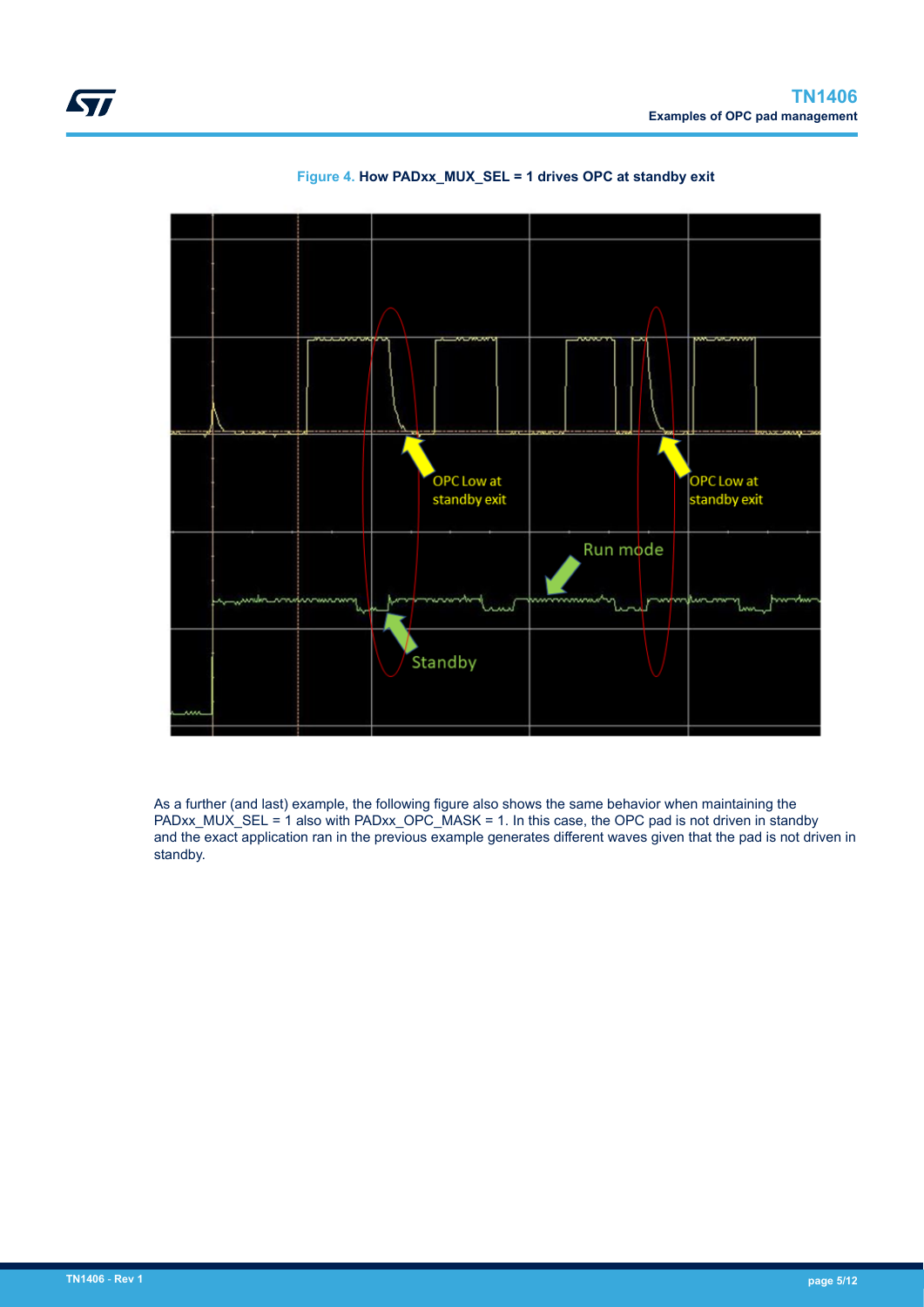Figure 4. **How PADxx_MUX_SEL = 1 drives OPC at standby exit**

As a further (and last) example, the following figure also shows the same behavior when maintaining the PADxx_MUX_SEL = 1 also with PADxx_OPC_MASK = 1. In this case, the OPC pad is not driven in standby and the exact application ran in the previous example generates different waves given that the pad is not driven in standby.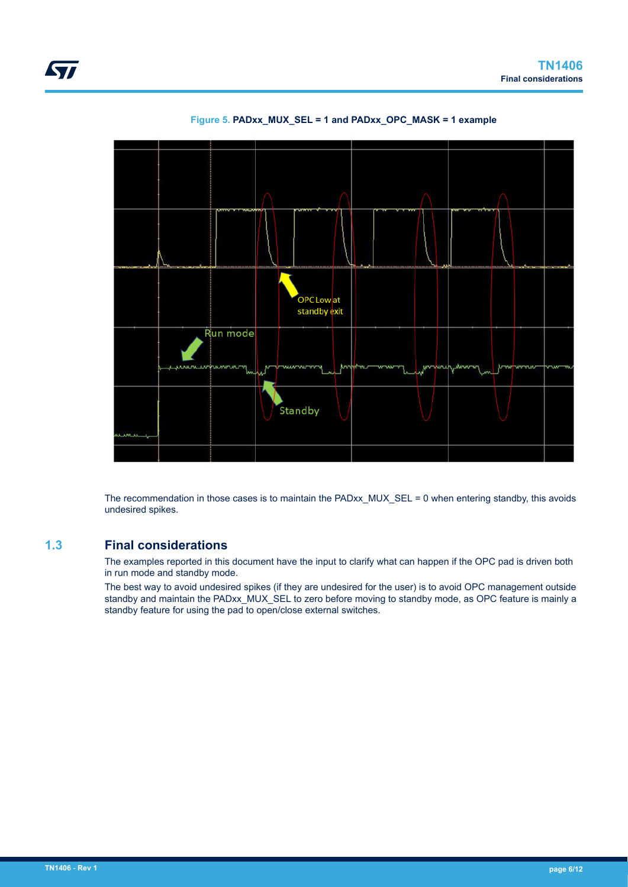Figure 5. PADxx_MUX_SEL = 1 and PADxx_OPC_MASK = 1 example

The recommendation in those cases is to maintain the PADxx_MUX_SEL = 0 when entering standby, this avoids undesired spikes.

## 1.3 Final considerations

The examples reported in this document have the input to clarify what can happen if the OPC pad is driven both in run mode and standby mode.

The best way to avoid undesired spikes (if they are undesired for the user) is to avoid OPC management outside standby and maintain the PADxx_MUX_SEL to zero before moving to standby mode, as OPC feature is mainly a standby feature for using the pad to open/close external switches.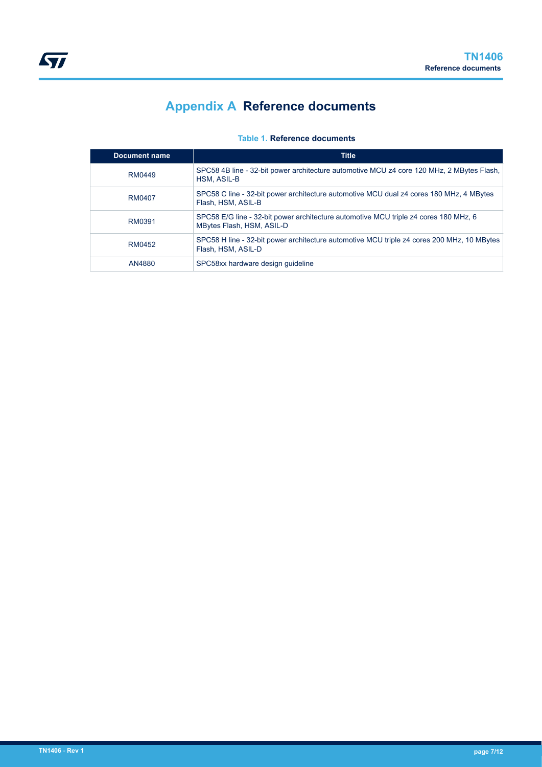# Appendix A Reference documents

**Table 1. Reference documents**

| Document name | Title |
|---|---|
| RM0449 | SPC58 4B line - 32-bit power architecture automotive MCU z4 core 120 MHz, 2 MBytes Flash, HSM, ASIL-B |
| RM0407 | SPC58 C line - 32-bit power architecture automotive MCU dual z4 cores 180 MHz, 4 MBytes Flash, HSM, ASIL-B |
| RM0391 | SPC58 E/G line - 32-bit power architecture automotive MCU triple z4 cores 180 MHz, 6 MBytes Flash, HSM, ASIL-D |
| RM0452 | SPC58 H line - 32-bit power architecture automotive MCU triple z4 cores 200 MHz, 10 MBytes Flash, HSM, ASIL-D |
| AN4880 | SPC58xx hardware design guideline |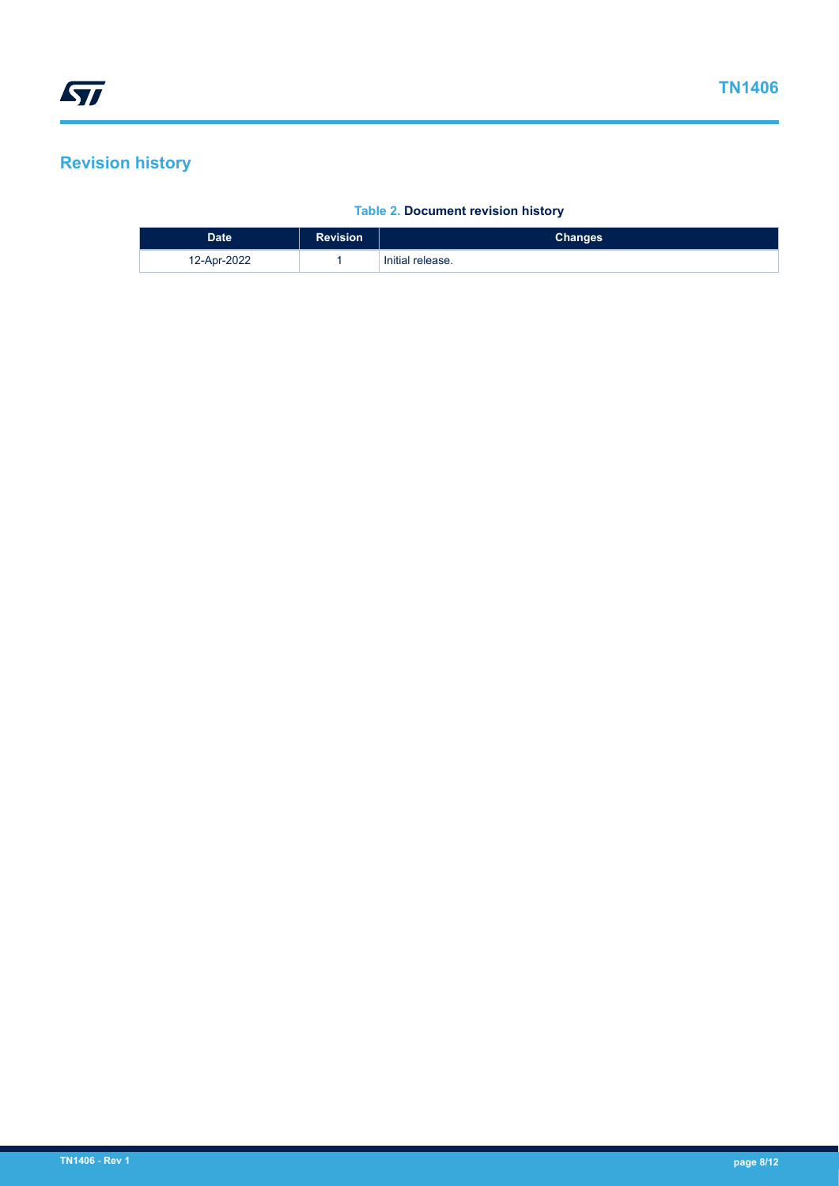# Revision history

**Table 2. Document revision history**

| Date | Revision | Changes |
|---|---|---|
| 12-Apr-2022 | 1 | Initial release. |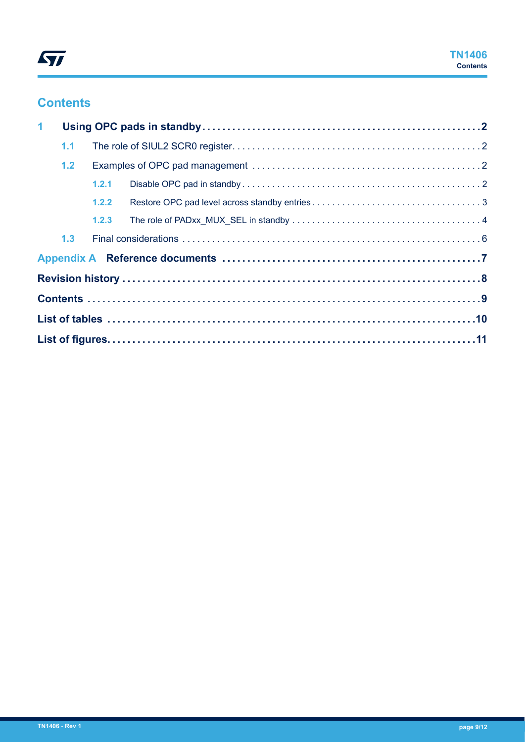## Contents

**1 Using OPC pads in standby . . . . . . . . . . 2**

- 1.1 The role of SIUL2 SCR0 register . . . . . . . . . . 2
- 1.2 Examples of OPC pad management . . . . . . . . . . 2
  - 1.2.1 Disable OPC pad in standby . . . . . . . . . . 2
  - 1.2.2 Restore OPC pad level across standby entries . . . . . . . . . . 3
  - 1.2.3 The role of PADxx_MUX_SEL in standby . . . . . . . . . . 4
- 1.3 Final considerations . . . . . . . . . . 6

**Appendix A Reference documents . . . . . . . . . . 7**

**Revision history . . . . . . . . . . 8**

**Contents . . . . . . . . . . 9**

**List of tables . . . . . . . . . . 10**

**List of figures . . . . . . . . . . 11**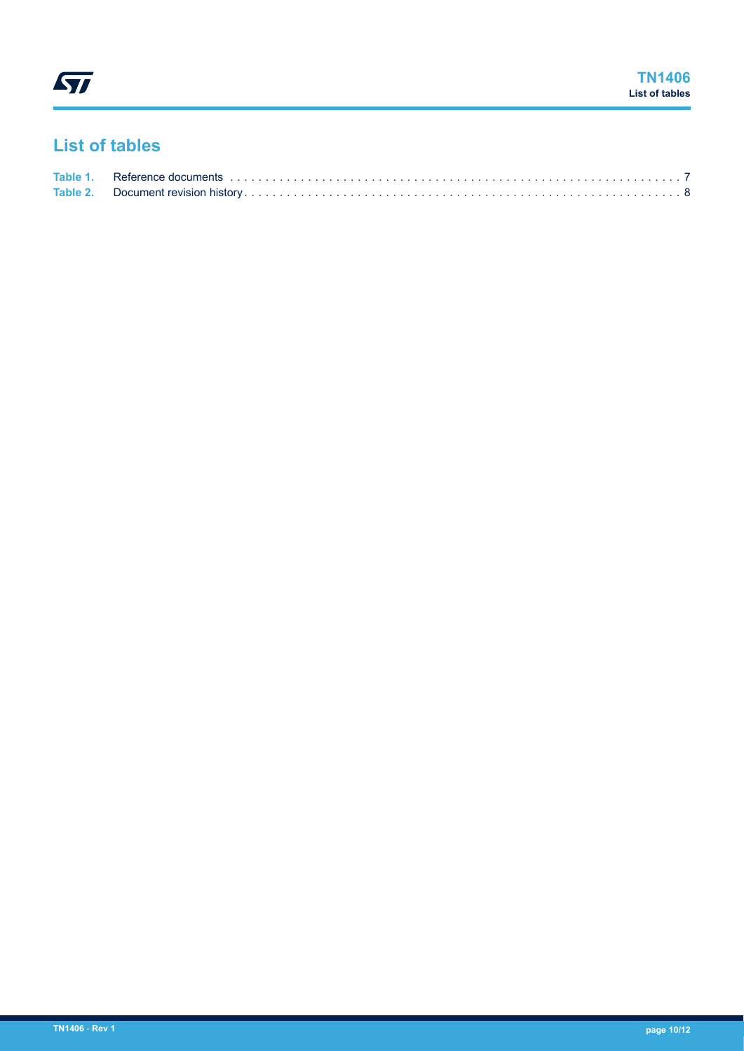# List of tables

Table 1. Reference documents . . . . . . . . . . . . . . . . . . . . . . . . . . . . . . . . . . . . . . . . . . . . . . . . . . . . . . . . . . . . . . 7
Table 2. Document revision history . . . . . . . . . . . . . . . . . . . . . . . . . . . . . . . . . . . . . . . . . . . . . . . . . . . . . . . . . . . 8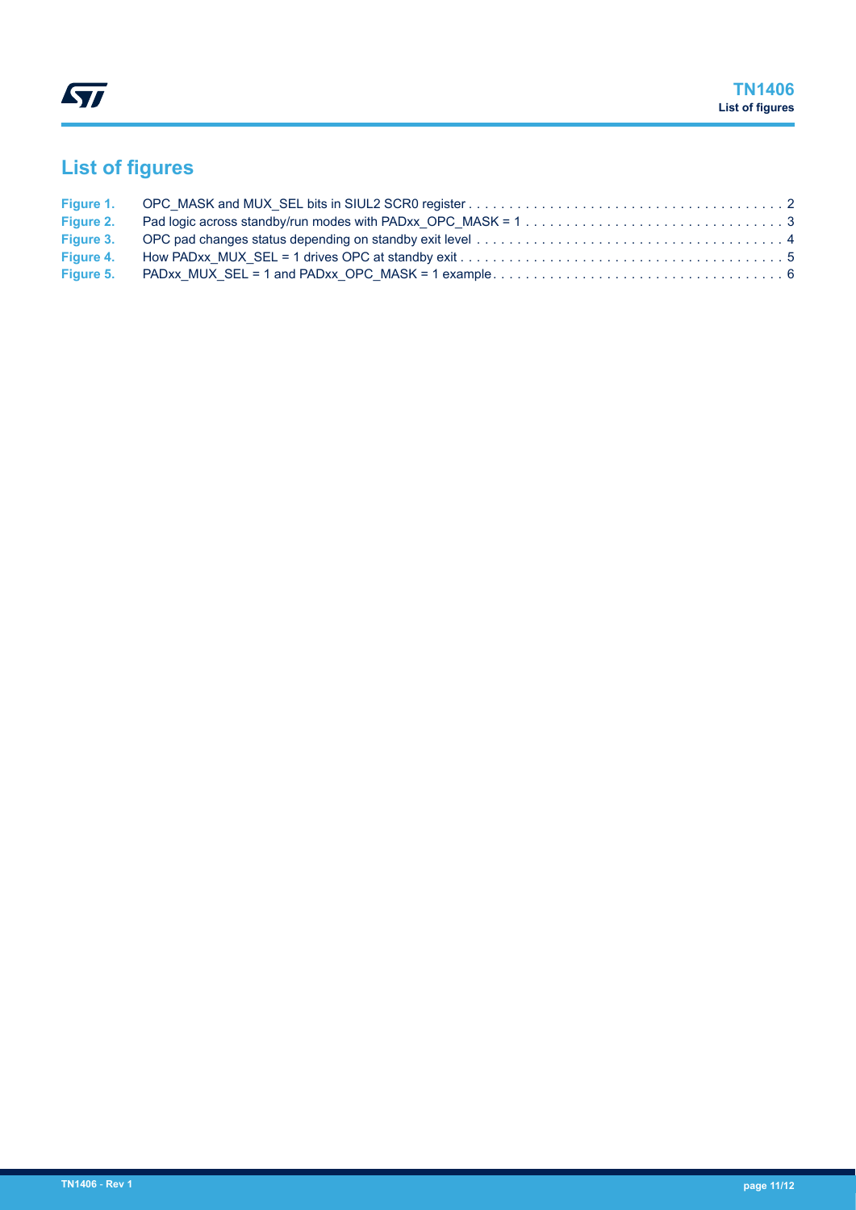# List of figures

| | | |
|---|---|---|
| Figure 1. | OPC_MASK and MUX_SEL bits in SIUL2 SCR0 register | 2 |
| Figure 2. | Pad logic across standby/run modes with PADxx_OPC_MASK = 1 | 3 |
| Figure 3. | OPC pad changes status depending on standby exit level | 4 |
| Figure 4. | How PADxx_MUX_SEL = 1 drives OPC at standby exit | 5 |
| Figure 5. | PADxx_MUX_SEL = 1 and PADxx_OPC_MASK = 1 example | 6 |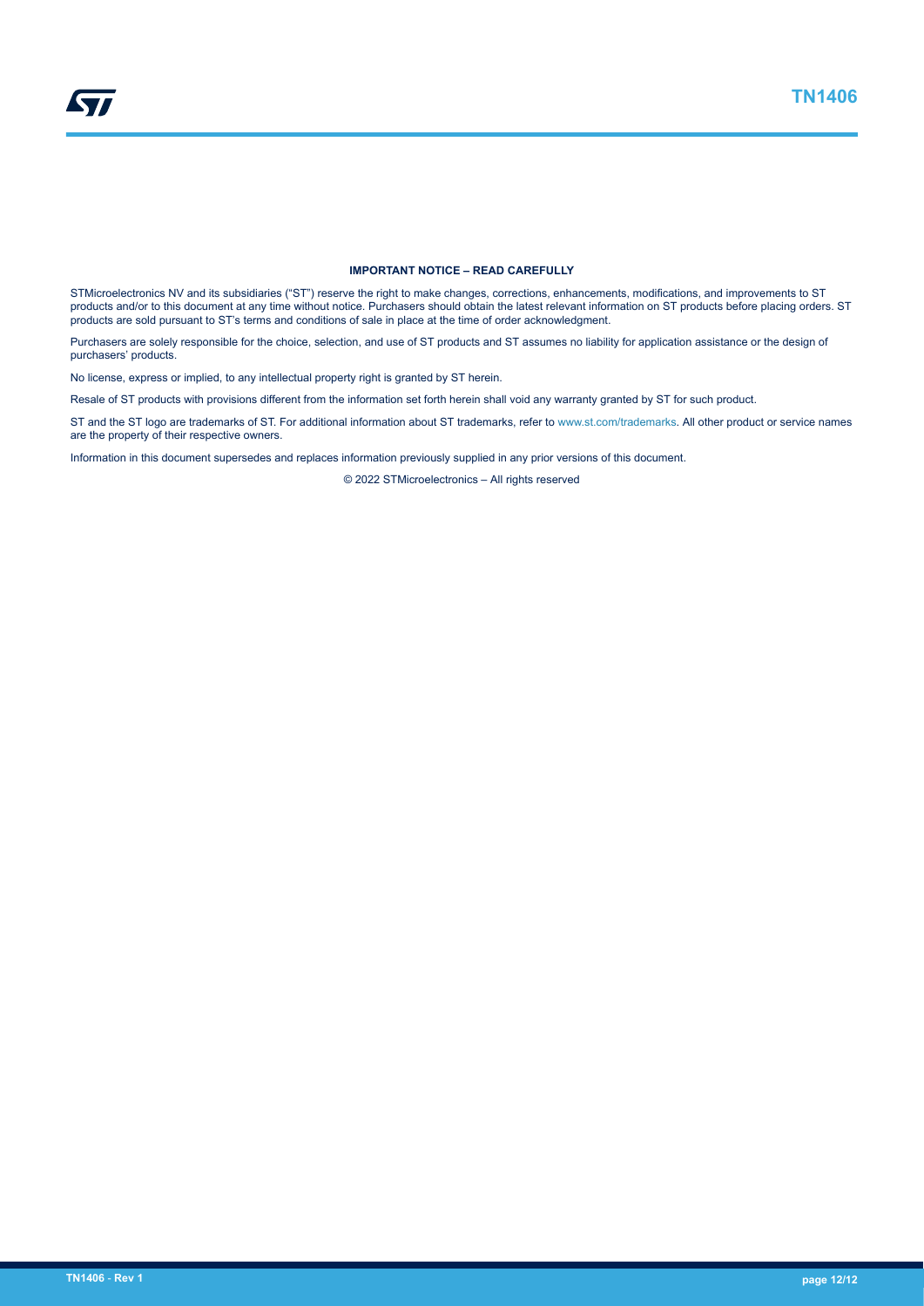**IMPORTANT NOTICE – READ CAREFULLY**

STMicroelectronics NV and its subsidiaries ("ST") reserve the right to make changes, corrections, enhancements, modifications, and improvements to ST products and/or to this document at any time without notice. Purchasers should obtain the latest relevant information on ST products before placing orders. ST products are sold pursuant to ST's terms and conditions of sale in place at the time of order acknowledgment.

Purchasers are solely responsible for the choice, selection, and use of ST products and ST assumes no liability for application assistance or the design of purchasers' products.

No license, express or implied, to any intellectual property right is granted by ST herein.

Resale of ST products with provisions different from the information set forth herein shall void any warranty granted by ST for such product.

ST and the ST logo are trademarks of ST. For additional information about ST trademarks, refer to www.st.com/trademarks. All other product or service names are the property of their respective owners.

Information in this document supersedes and replaces information previously supplied in any prior versions of this document.

© 2022 STMicroelectronics – All rights reserved